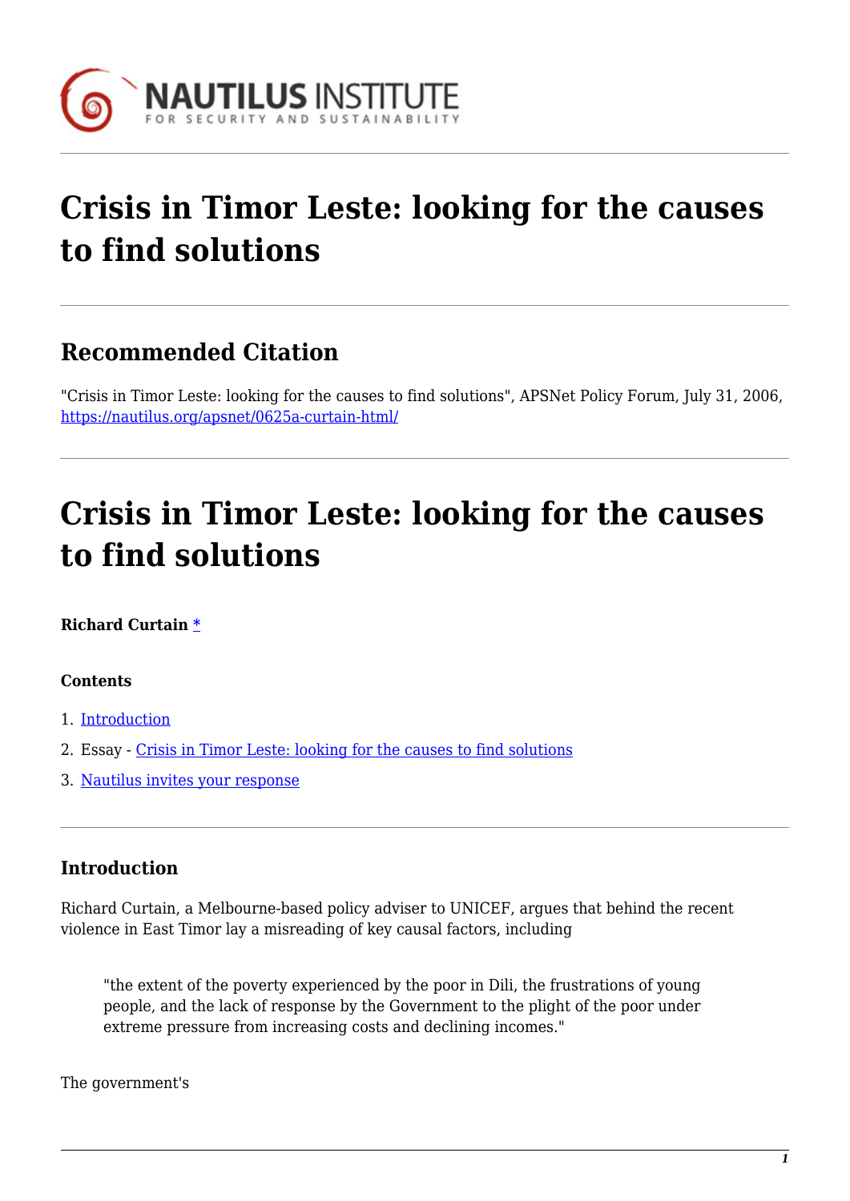# Crisis in Timor Leste: looking for the causes to find solutions

## Recommended Citation

"Crisis in Timor Leste: looking for the causes to find solutions", APSNet Policy Forum, July 31, 2006, https://nautilus.org/apsnet/0625a-curtain-html/

# Crisis in Timor Leste: looking for the causes to find solutions

**Richard Curtain [*](#)**

**Contents**

1. [Introduction](#)
2. Essay - [Crisis in Timor Leste: looking for the causes to find solutions](#)
3. [Nautilus invites your response](#)

### Introduction

Richard Curtain, a Melbourne-based policy adviser to UNICEF, argues that behind the recent violence in East Timor lay a misreading of key causal factors, including

> "the extent of the poverty experienced by the poor in Dili, the frustrations of young people, and the lack of response by the Government to the plight of the poor under extreme pressure from increasing costs and declining incomes."

The government's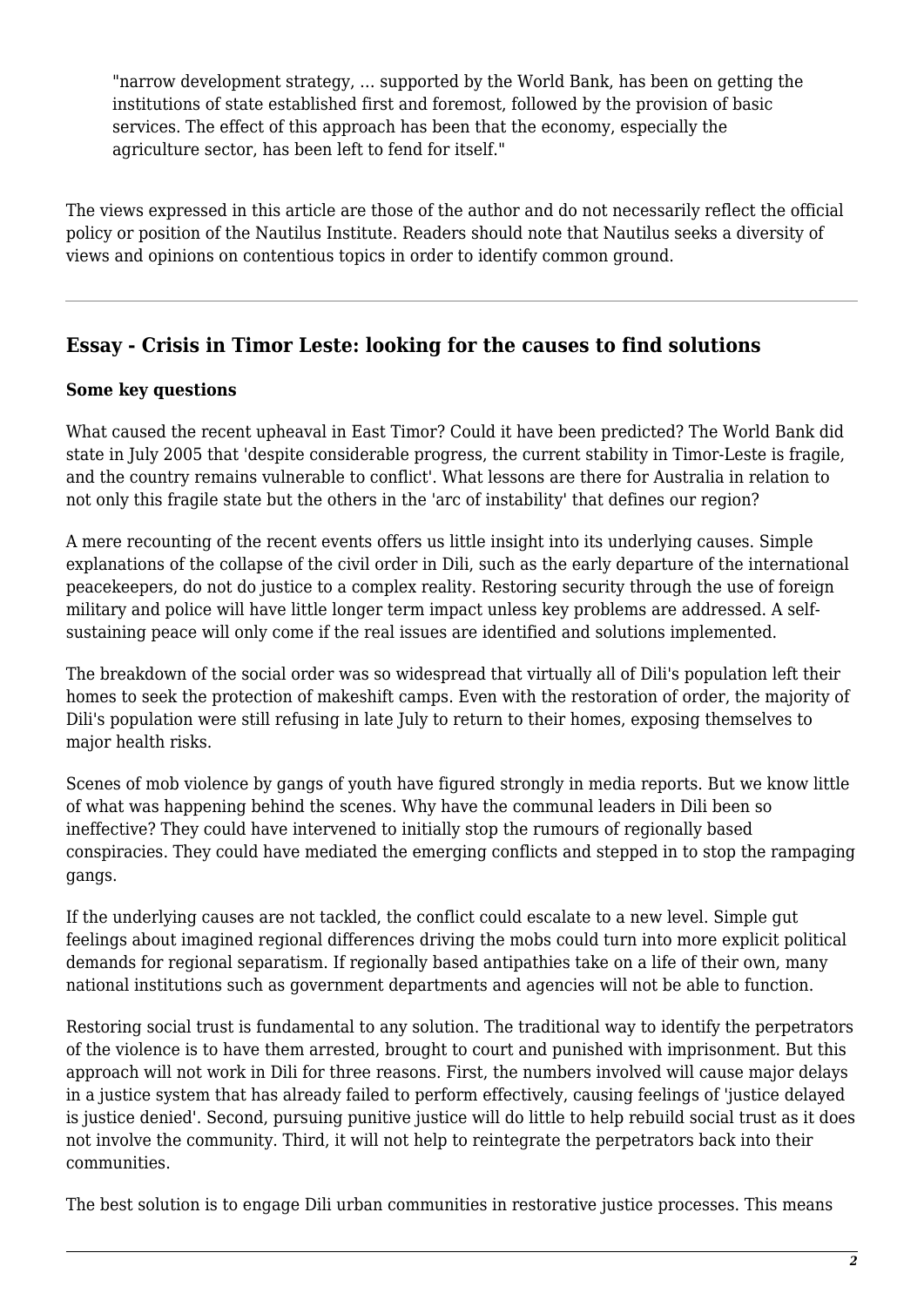> "narrow development strategy, ... supported by the World Bank, has been on getting the institutions of state established first and foremost, followed by the provision of basic services. The effect of this approach has been that the economy, especially the agriculture sector, has been left to fend for itself."

The views expressed in this article are those of the author and do not necessarily reflect the official policy or position of the Nautilus Institute. Readers should note that Nautilus seeks a diversity of views and opinions on contentious topics in order to identify common ground.

---

## Essay - Crisis in Timor Leste: looking for the causes to find solutions

**Some key questions**

What caused the recent upheaval in East Timor? Could it have been predicted? The World Bank did state in July 2005 that 'despite considerable progress, the current stability in Timor-Leste is fragile, and the country remains vulnerable to conflict'. What lessons are there for Australia in relation to not only this fragile state but the others in the 'arc of instability' that defines our region?

A mere recounting of the recent events offers us little insight into its underlying causes. Simple explanations of the collapse of the civil order in Dili, such as the early departure of the international peacekeepers, do not do justice to a complex reality. Restoring security through the use of foreign military and police will have little longer term impact unless key problems are addressed. A self-sustaining peace will only come if the real issues are identified and solutions implemented.

The breakdown of the social order was so widespread that virtually all of Dili's population left their homes to seek the protection of makeshift camps. Even with the restoration of order, the majority of Dili's population were still refusing in late July to return to their homes, exposing themselves to major health risks.

Scenes of mob violence by gangs of youth have figured strongly in media reports. But we know little of what was happening behind the scenes. Why have the communal leaders in Dili been so ineffective? They could have intervened to initially stop the rumours of regionally based conspiracies. They could have mediated the emerging conflicts and stepped in to stop the rampaging gangs.

If the underlying causes are not tackled, the conflict could escalate to a new level. Simple gut feelings about imagined regional differences driving the mobs could turn into more explicit political demands for regional separatism. If regionally based antipathies take on a life of their own, many national institutions such as government departments and agencies will not be able to function.

Restoring social trust is fundamental to any solution. The traditional way to identify the perpetrators of the violence is to have them arrested, brought to court and punished with imprisonment. But this approach will not work in Dili for three reasons. First, the numbers involved will cause major delays in a justice system that has already failed to perform effectively, causing feelings of 'justice delayed is justice denied'. Second, pursuing punitive justice will do little to help rebuild social trust as it does not involve the community. Third, it will not help to reintegrate the perpetrators back into their communities.

The best solution is to engage Dili urban communities in restorative justice processes. This means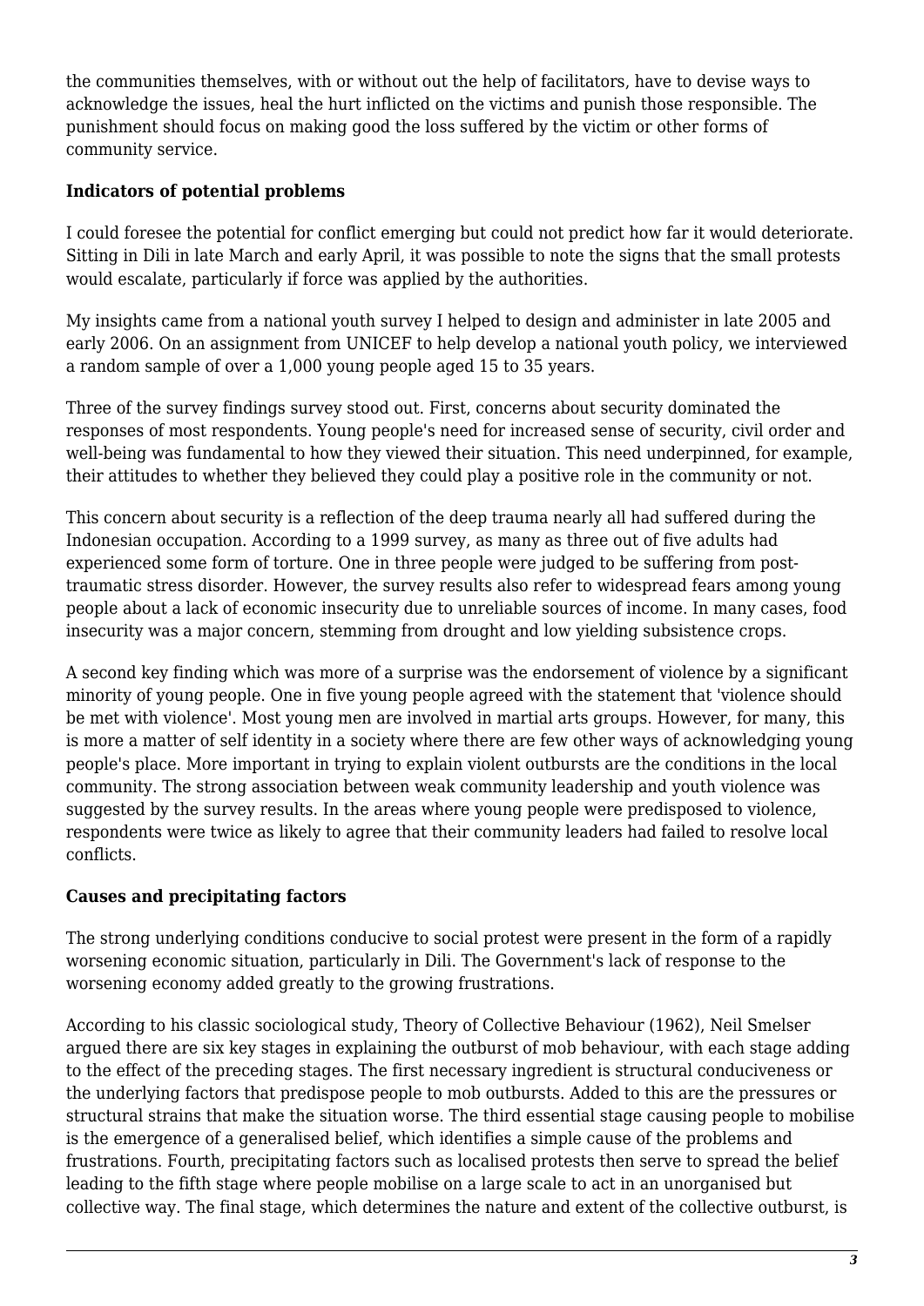the communities themselves, with or without out the help of facilitators, have to devise ways to acknowledge the issues, heal the hurt inflicted on the victims and punish those responsible. The punishment should focus on making good the loss suffered by the victim or other forms of community service.

**Indicators of potential problems**

I could foresee the potential for conflict emerging but could not predict how far it would deteriorate. Sitting in Dili in late March and early April, it was possible to note the signs that the small protests would escalate, particularly if force was applied by the authorities.

My insights came from a national youth survey I helped to design and administer in late 2005 and early 2006. On an assignment from UNICEF to help develop a national youth policy, we interviewed a random sample of over a 1,000 young people aged 15 to 35 years.

Three of the survey findings survey stood out. First, concerns about security dominated the responses of most respondents. Young people's need for increased sense of security, civil order and well-being was fundamental to how they viewed their situation. This need underpinned, for example, their attitudes to whether they believed they could play a positive role in the community or not.

This concern about security is a reflection of the deep trauma nearly all had suffered during the Indonesian occupation. According to a 1999 survey, as many as three out of five adults had experienced some form of torture. One in three people were judged to be suffering from post-traumatic stress disorder. However, the survey results also refer to widespread fears among young people about a lack of economic insecurity due to unreliable sources of income. In many cases, food insecurity was a major concern, stemming from drought and low yielding subsistence crops.

A second key finding which was more of a surprise was the endorsement of violence by a significant minority of young people. One in five young people agreed with the statement that 'violence should be met with violence'. Most young men are involved in martial arts groups. However, for many, this is more a matter of self identity in a society where there are few other ways of acknowledging young people's place. More important in trying to explain violent outbursts are the conditions in the local community. The strong association between weak community leadership and youth violence was suggested by the survey results. In the areas where young people were predisposed to violence, respondents were twice as likely to agree that their community leaders had failed to resolve local conflicts.

**Causes and precipitating factors**

The strong underlying conditions conducive to social protest were present in the form of a rapidly worsening economic situation, particularly in Dili. The Government's lack of response to the worsening economy added greatly to the growing frustrations.

According to his classic sociological study, Theory of Collective Behaviour (1962), Neil Smelser argued there are six key stages in explaining the outburst of mob behaviour, with each stage adding to the effect of the preceding stages. The first necessary ingredient is structural conduciveness or the underlying factors that predispose people to mob outbursts. Added to this are the pressures or structural strains that make the situation worse. The third essential stage causing people to mobilise is the emergence of a generalised belief, which identifies a simple cause of the problems and frustrations. Fourth, precipitating factors such as localised protests then serve to spread the belief leading to the fifth stage where people mobilise on a large scale to act in an unorganised but collective way. The final stage, which determines the nature and extent of the collective outburst, is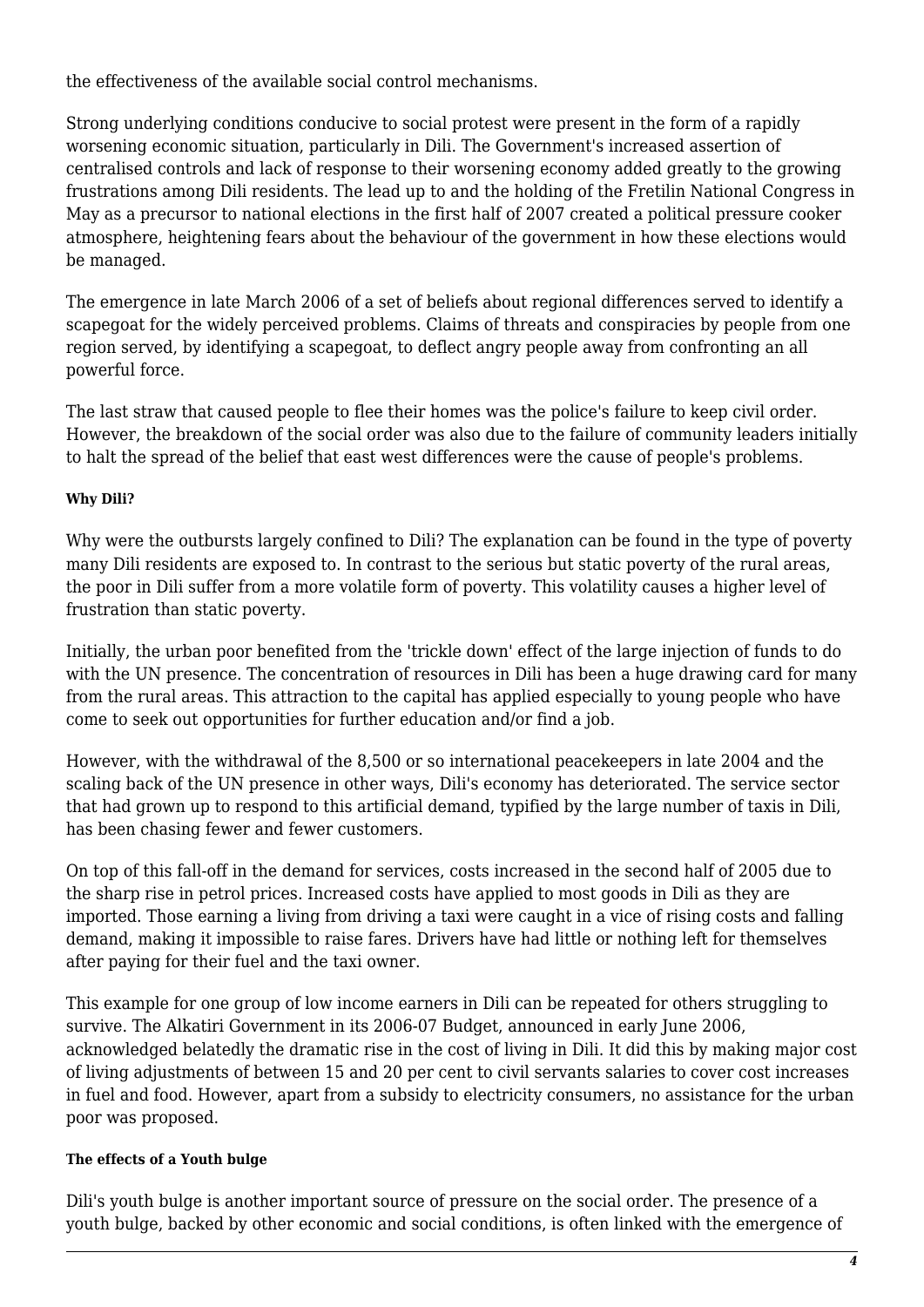the effectiveness of the available social control mechanisms.

Strong underlying conditions conducive to social protest were present in the form of a rapidly worsening economic situation, particularly in Dili. The Government's increased assertion of centralised controls and lack of response to their worsening economy added greatly to the growing frustrations among Dili residents. The lead up to and the holding of the Fretilin National Congress in May as a precursor to national elections in the first half of 2007 created a political pressure cooker atmosphere, heightening fears about the behaviour of the government in how these elections would be managed.

The emergence in late March 2006 of a set of beliefs about regional differences served to identify a scapegoat for the widely perceived problems. Claims of threats and conspiracies by people from one region served, by identifying a scapegoat, to deflect angry people away from confronting an all powerful force.

The last straw that caused people to flee their homes was the police's failure to keep civil order. However, the breakdown of the social order was also due to the failure of community leaders initially to halt the spread of the belief that east west differences were the cause of people's problems.

#### Why Dili?

Why were the outbursts largely confined to Dili? The explanation can be found in the type of poverty many Dili residents are exposed to. In contrast to the serious but static poverty of the rural areas, the poor in Dili suffer from a more volatile form of poverty. This volatility causes a higher level of frustration than static poverty.

Initially, the urban poor benefited from the 'trickle down' effect of the large injection of funds to do with the UN presence. The concentration of resources in Dili has been a huge drawing card for many from the rural areas. This attraction to the capital has applied especially to young people who have come to seek out opportunities for further education and/or find a job.

However, with the withdrawal of the 8,500 or so international peacekeepers in late 2004 and the scaling back of the UN presence in other ways, Dili's economy has deteriorated. The service sector that had grown up to respond to this artificial demand, typified by the large number of taxis in Dili, has been chasing fewer and fewer customers.

On top of this fall-off in the demand for services, costs increased in the second half of 2005 due to the sharp rise in petrol prices. Increased costs have applied to most goods in Dili as they are imported. Those earning a living from driving a taxi were caught in a vice of rising costs and falling demand, making it impossible to raise fares. Drivers have had little or nothing left for themselves after paying for their fuel and the taxi owner.

This example for one group of low income earners in Dili can be repeated for others struggling to survive. The Alkatiri Government in its 2006-07 Budget, announced in early June 2006, acknowledged belatedly the dramatic rise in the cost of living in Dili. It did this by making major cost of living adjustments of between 15 and 20 per cent to civil servants salaries to cover cost increases in fuel and food. However, apart from a subsidy to electricity consumers, no assistance for the urban poor was proposed.

#### The effects of a Youth bulge

Dili's youth bulge is another important source of pressure on the social order. The presence of a youth bulge, backed by other economic and social conditions, is often linked with the emergence of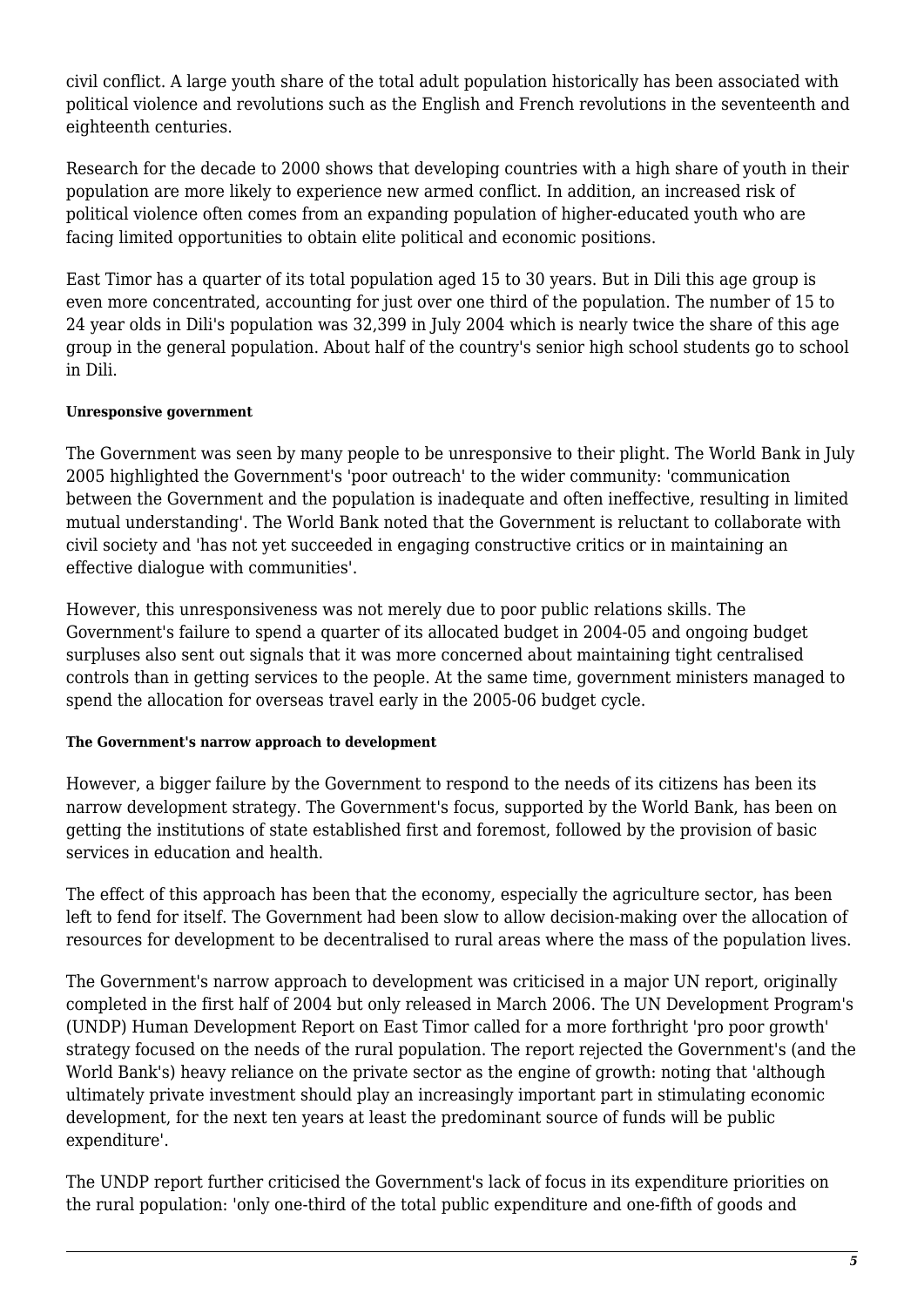civil conflict. A large youth share of the total adult population historically has been associated with political violence and revolutions such as the English and French revolutions in the seventeenth and eighteenth centuries.

Research for the decade to 2000 shows that developing countries with a high share of youth in their population are more likely to experience new armed conflict. In addition, an increased risk of political violence often comes from an expanding population of higher-educated youth who are facing limited opportunities to obtain elite political and economic positions.

East Timor has a quarter of its total population aged 15 to 30 years. But in Dili this age group is even more concentrated, accounting for just over one third of the population. The number of 15 to 24 year olds in Dili's population was 32,399 in July 2004 which is nearly twice the share of this age group in the general population. About half of the country's senior high school students go to school in Dili.

#### Unresponsive government

The Government was seen by many people to be unresponsive to their plight. The World Bank in July 2005 highlighted the Government's 'poor outreach' to the wider community: 'communication between the Government and the population is inadequate and often ineffective, resulting in limited mutual understanding'. The World Bank noted that the Government is reluctant to collaborate with civil society and 'has not yet succeeded in engaging constructive critics or in maintaining an effective dialogue with communities'.

However, this unresponsiveness was not merely due to poor public relations skills. The Government's failure to spend a quarter of its allocated budget in 2004-05 and ongoing budget surpluses also sent out signals that it was more concerned about maintaining tight centralised controls than in getting services to the people. At the same time, government ministers managed to spend the allocation for overseas travel early in the 2005-06 budget cycle.

#### The Government's narrow approach to development

However, a bigger failure by the Government to respond to the needs of its citizens has been its narrow development strategy. The Government's focus, supported by the World Bank, has been on getting the institutions of state established first and foremost, followed by the provision of basic services in education and health.

The effect of this approach has been that the economy, especially the agriculture sector, has been left to fend for itself. The Government had been slow to allow decision-making over the allocation of resources for development to be decentralised to rural areas where the mass of the population lives.

The Government's narrow approach to development was criticised in a major UN report, originally completed in the first half of 2004 but only released in March 2006. The UN Development Program's (UNDP) Human Development Report on East Timor called for a more forthright 'pro poor growth' strategy focused on the needs of the rural population. The report rejected the Government's (and the World Bank's) heavy reliance on the private sector as the engine of growth: noting that 'although ultimately private investment should play an increasingly important part in stimulating economic development, for the next ten years at least the predominant source of funds will be public expenditure'.

The UNDP report further criticised the Government's lack of focus in its expenditure priorities on the rural population: 'only one-third of the total public expenditure and one-fifth of goods and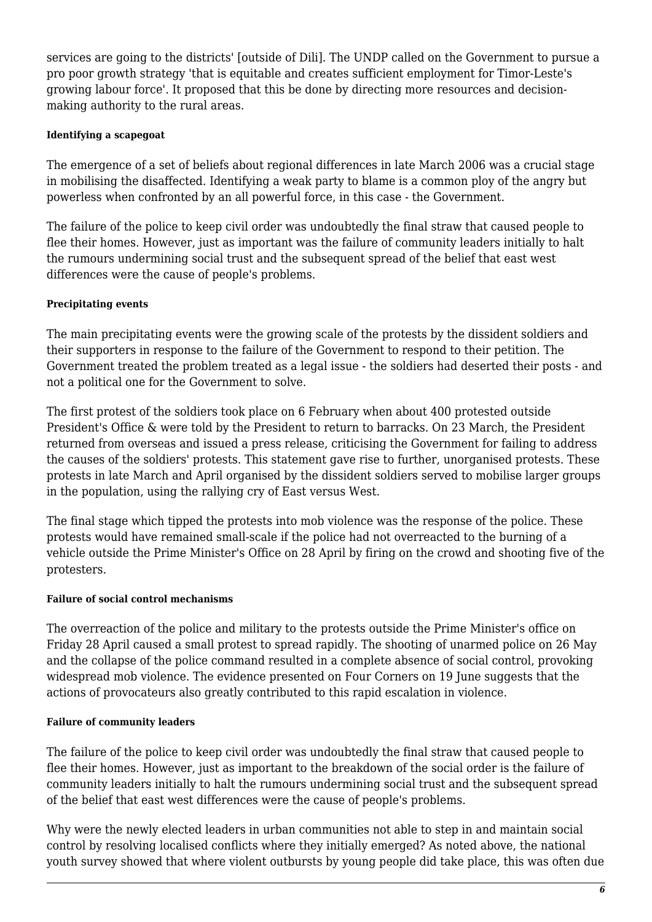services are going to the districts' [outside of Dili]. The UNDP called on the Government to pursue a pro poor growth strategy 'that is equitable and creates sufficient employment for Timor-Leste's growing labour force'. It proposed that this be done by directing more resources and decision-making authority to the rural areas.

#### Identifying a scapegoat

The emergence of a set of beliefs about regional differences in late March 2006 was a crucial stage in mobilising the disaffected. Identifying a weak party to blame is a common ploy of the angry but powerless when confronted by an all powerful force, in this case - the Government.

The failure of the police to keep civil order was undoubtedly the final straw that caused people to flee their homes. However, just as important was the failure of community leaders initially to halt the rumours undermining social trust and the subsequent spread of the belief that east west differences were the cause of people's problems.

#### Precipitating events

The main precipitating events were the growing scale of the protests by the dissident soldiers and their supporters in response to the failure of the Government to respond to their petition. The Government treated the problem treated as a legal issue - the soldiers had deserted their posts - and not a political one for the Government to solve.

The first protest of the soldiers took place on 6 February when about 400 protested outside President's Office & were told by the President to return to barracks. On 23 March, the President returned from overseas and issued a press release, criticising the Government for failing to address the causes of the soldiers' protests. This statement gave rise to further, unorganised protests. These protests in late March and April organised by the dissident soldiers served to mobilise larger groups in the population, using the rallying cry of East versus West.

The final stage which tipped the protests into mob violence was the response of the police. These protests would have remained small-scale if the police had not overreacted to the burning of a vehicle outside the Prime Minister's Office on 28 April by firing on the crowd and shooting five of the protesters.

#### Failure of social control mechanisms

The overreaction of the police and military to the protests outside the Prime Minister's office on Friday 28 April caused a small protest to spread rapidly. The shooting of unarmed police on 26 May and the collapse of the police command resulted in a complete absence of social control, provoking widespread mob violence. The evidence presented on Four Corners on 19 June suggests that the actions of provocateurs also greatly contributed to this rapid escalation in violence.

#### Failure of community leaders

The failure of the police to keep civil order was undoubtedly the final straw that caused people to flee their homes. However, just as important to the breakdown of the social order is the failure of community leaders initially to halt the rumours undermining social trust and the subsequent spread of the belief that east west differences were the cause of people's problems.

Why were the newly elected leaders in urban communities not able to step in and maintain social control by resolving localised conflicts where they initially emerged? As noted above, the national youth survey showed that where violent outbursts by young people did take place, this was often due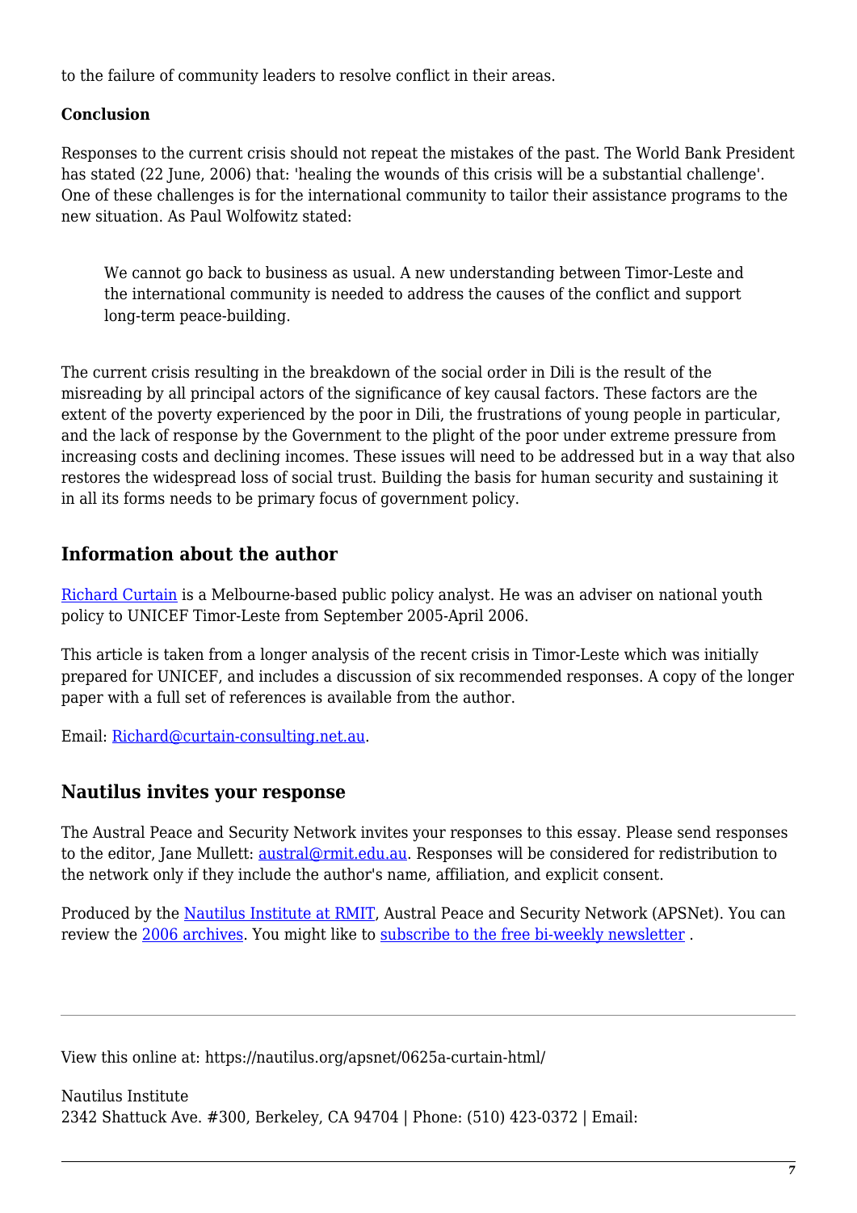to the failure of community leaders to resolve conflict in their areas.

**Conclusion**

Responses to the current crisis should not repeat the mistakes of the past. The World Bank President has stated (22 June, 2006) that: 'healing the wounds of this crisis will be a substantial challenge'. One of these challenges is for the international community to tailor their assistance programs to the new situation. As Paul Wolfowitz stated:

> We cannot go back to business as usual. A new understanding between Timor-Leste and the international community is needed to address the causes of the conflict and support long-term peace-building.

The current crisis resulting in the breakdown of the social order in Dili is the result of the misreading by all principal actors of the significance of key causal factors. These factors are the extent of the poverty experienced by the poor in Dili, the frustrations of young people in particular, and the lack of response by the Government to the plight of the poor under extreme pressure from increasing costs and declining incomes. These issues will need to be addressed but in a way that also restores the widespread loss of social trust. Building the basis for human security and sustaining it in all its forms needs to be primary focus of government policy.

## Information about the author

Richard Curtain is a Melbourne-based public policy analyst. He was an adviser on national youth policy to UNICEF Timor-Leste from September 2005-April 2006.

This article is taken from a longer analysis of the recent crisis in Timor-Leste which was initially prepared for UNICEF, and includes a discussion of six recommended responses. A copy of the longer paper with a full set of references is available from the author.

Email: Richard@curtain-consulting.net.au.

## Nautilus invites your response

The Austral Peace and Security Network invites your responses to this essay. Please send responses to the editor, Jane Mullett: austral@rmit.edu.au. Responses will be considered for redistribution to the network only if they include the author's name, affiliation, and explicit consent.

Produced by the Nautilus Institute at RMIT, Austral Peace and Security Network (APSNet). You can review the 2006 archives. You might like to subscribe to the free bi-weekly newsletter .

---

View this online at: https://nautilus.org/apsnet/0625a-curtain-html/

Nautilus Institute
2342 Shattuck Ave. #300, Berkeley, CA 94704 | Phone: (510) 423-0372 | Email: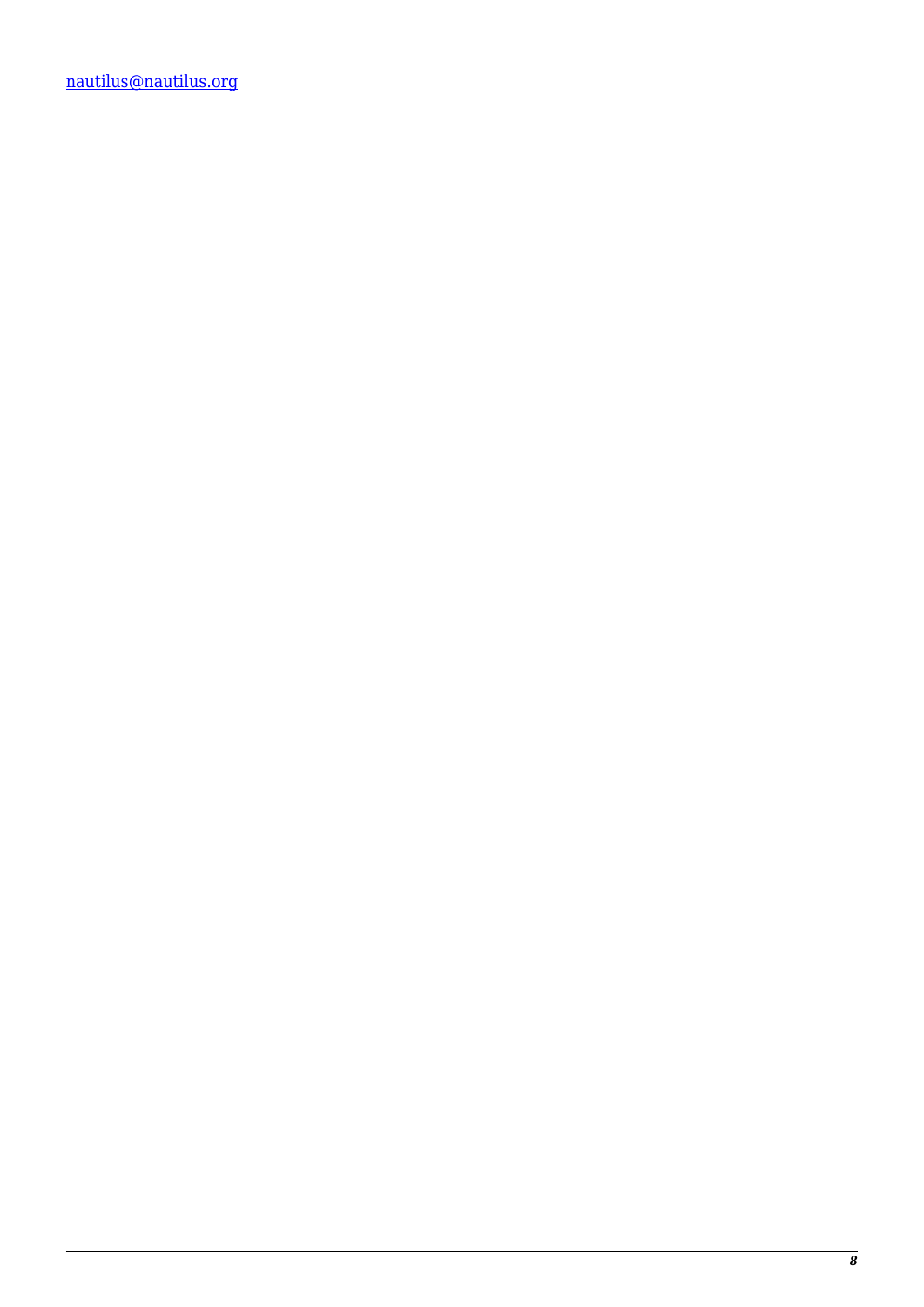[nautilus@nautilus.org](mailto:nautilus@nautilus.org)